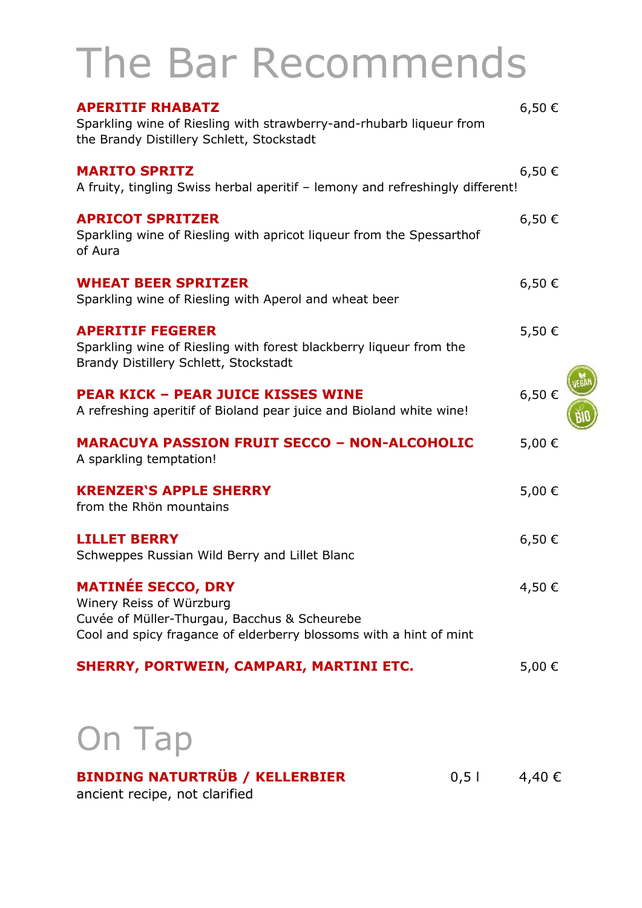# The Bar Recommends

**APERITIF RHABATZ** 6,50 €
Sparkling wine of Riesling with strawberry-and-rhubarb liqueur from the Brandy Distillery Schlett, Stockstadt

**MARITO SPRITZ** 6,50 €
A fruity, tingling Swiss herbal aperitif – lemony and refreshingly different!

**APRICOT SPRITZER** 6,50 €
Sparkling wine of Riesling with apricot liqueur from the Spessarthof of Aura

**WHEAT BEER SPRITZER** 6,50 €
Sparkling wine of Riesling with Aperol and wheat beer

**APERITIF FEGERER** 5,50 €
Sparkling wine of Riesling with forest blackberry liqueur from the Brandy Distillery Schlett, Stockstadt

**PEAR KICK – PEAR JUICE KISSES WINE** 6,50 € VEGAN BIO
A refreshing aperitif of Bioland pear juice and Bioland white wine!

**MARACUYA PASSION FRUIT SECCO – NON-ALCOHOLIC** 5,00 €
A sparkling temptation!

**KRENZER'S APPLE SHERRY** 5,00 €
from the Rhön mountains

**LILLET BERRY** 6,50 €
Schweppes Russian Wild Berry and Lillet Blanc

**MATINÉE SECCO, DRY** 4,50 €
Winery Reiss of Würzburg
Cuvée of Müller-Thurgau, Bacchus & Scheurebe
Cool and spicy fragance of elderberry blossoms with a hint of mint

**SHERRY, PORTWEIN, CAMPARI, MARTINI ETC.** 5,00 €

# On Tap

**BINDING NATURTRÜB / KELLERBIER** 0,5 l 4,40 €
ancient recipe, not clarified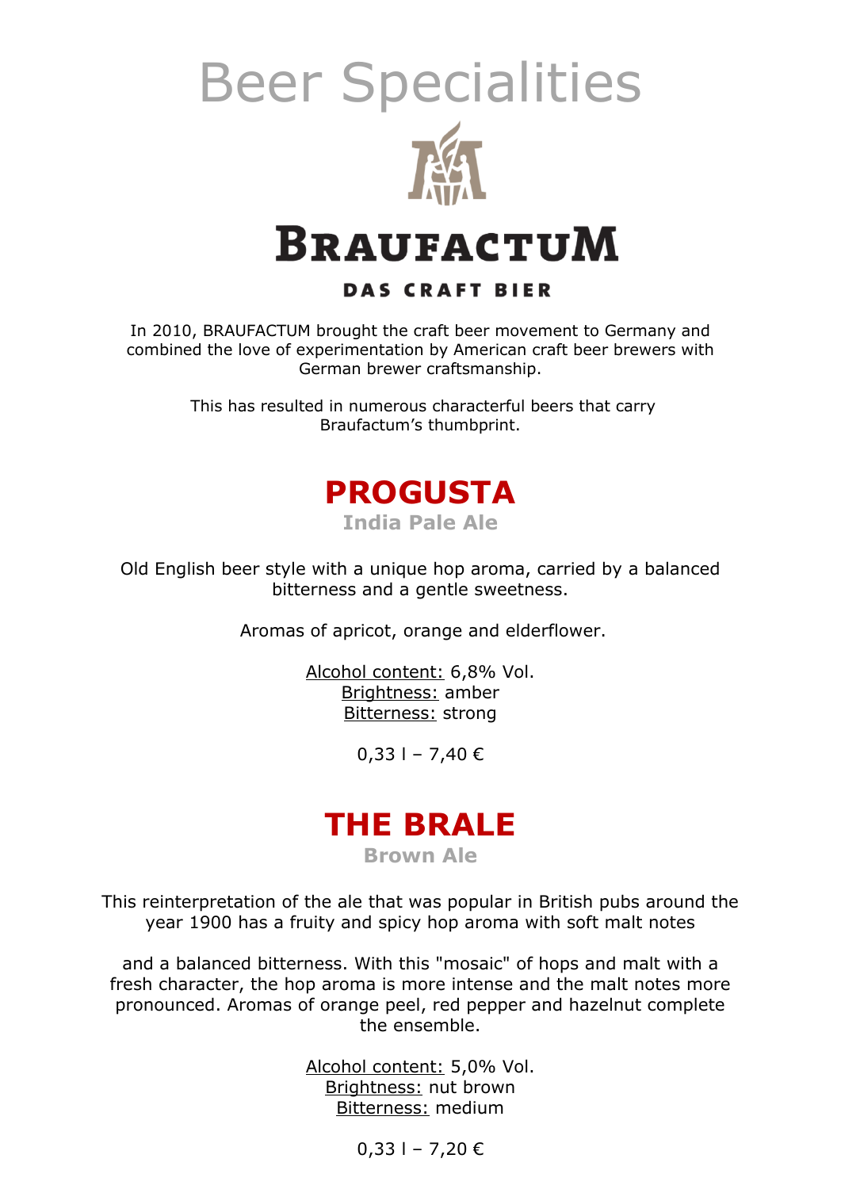# Beer Specialities

# BRAUFACTUM

**DAS CRAFT BIER**

In 2010, BRAUFACTUM brought the craft beer movement to Germany and combined the love of experimentation by American craft beer brewers with German brewer craftsmanship.

This has resulted in numerous characterful beers that carry Braufactum's thumbprint.

## PROGUSTA

**India Pale Ale**

Old English beer style with a unique hop aroma, carried by a balanced bitterness and a gentle sweetness.

Aromas of apricot, orange and elderflower.

Alcohol content: 6,8% Vol.
Brightness: amber
Bitterness: strong

0,33 l – 7,40 €

## THE BRALE

**Brown Ale**

This reinterpretation of the ale that was popular in British pubs around the year 1900 has a fruity and spicy hop aroma with soft malt notes

and a balanced bitterness. With this "mosaic" of hops and malt with a fresh character, the hop aroma is more intense and the malt notes more pronounced. Aromas of orange peel, red pepper and hazelnut complete the ensemble.

Alcohol content: 5,0% Vol.
Brightness: nut brown
Bitterness: medium

0,33 l – 7,20 €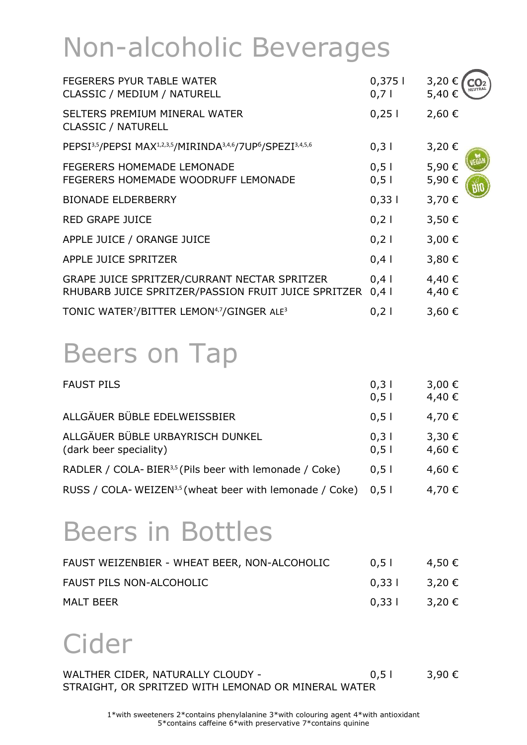# Non-alcoholic Beverages

| | | |
|---|---|---|
| FEGERERS PYUR TABLE WATER<br>CLASSIC / MEDIUM / NATURELL | 0,375 l<br>0,7 l | 3,20 €<br>5,40 € |
| SELTERS PREMIUM MINERAL WATER<br>CLASSIC / NATURELL | 0,25 l | 2,60 € |
| PEPSI[3,5]/PEPSI MAX[1,2,3,5]/MIRINDA[3,4,6]/7UP[6]/SPEZI[3,4,5,6] | 0,3 l | 3,20 € |
| FEGERERS HOMEMADE LEMONADE<br>FEGERERS HOMEMADE WOODRUFF LEMONADE | 0,5 l<br>0,5 l | 5,90 €<br>5,90 € |
| BIONADE ELDERBERRY | 0,33 l | 3,70 € |
| RED GRAPE JUICE | 0,2 l | 3,50 € |
| APPLE JUICE / ORANGE JUICE | 0,2 l | 3,00 € |
| APPLE JUICE SPRITZER | 0,4 l | 3,80 € |
| GRAPE JUICE SPRITZER/CURRANT NECTAR SPRITZER<br>RHUBARB JUICE SPRITZER/PASSION FRUIT JUICE SPRITZER | 0,4 l<br>0,4 l | 4,40 €<br>4,40 € |
| TONIC WATER[7]/BITTER LEMON[4,7]/GINGER ALE[3] | 0,2 l | 3,60 € |

# Beers on Tap

| | | |
|---|---|---|
| FAUST PILS | 0,3 l<br>0,5 l | 3,00 €<br>4,40 € |
| ALLGÄUER BÜBLE EDELWEISSBIER | 0,5 l | 4,70 € |
| ALLGÄUER BÜBLE URBAYRISCH DUNKEL<br>(dark beer speciality) | 0,3 l<br>0,5 l | 3,30 €<br>4,60 € |
| RADLER / COLA- BIER[3,5] (Pils beer with lemonade / Coke) | 0,5 l | 4,60 € |
| RUSS / COLA- WEIZEN[3,5] (wheat beer with lemonade / Coke) | 0,5 l | 4,70 € |

# Beers in Bottles

| | | |
|---|---|---|
| FAUST WEIZENBIER - WHEAT BEER, NON-ALCOHOLIC | 0,5 l | 4,50 € |
| FAUST PILS NON-ALCOHOLIC | 0,33 l | 3,20 € |
| MALT BEER | 0,33 l | 3,20 € |

# Cider

| | | |
|---|---|---|
| WALTHER CIDER, NATURALLY CLOUDY -<br>STRAIGHT, OR SPRITZED WITH LEMONAD OR MINERAL WATER | 0,5 l | 3,90 € |

1*with sweeteners 2*contains phenylalanine 3*with colouring agent 4*with antioxidant
5*contains caffeine 6*with preservative 7*contains quinine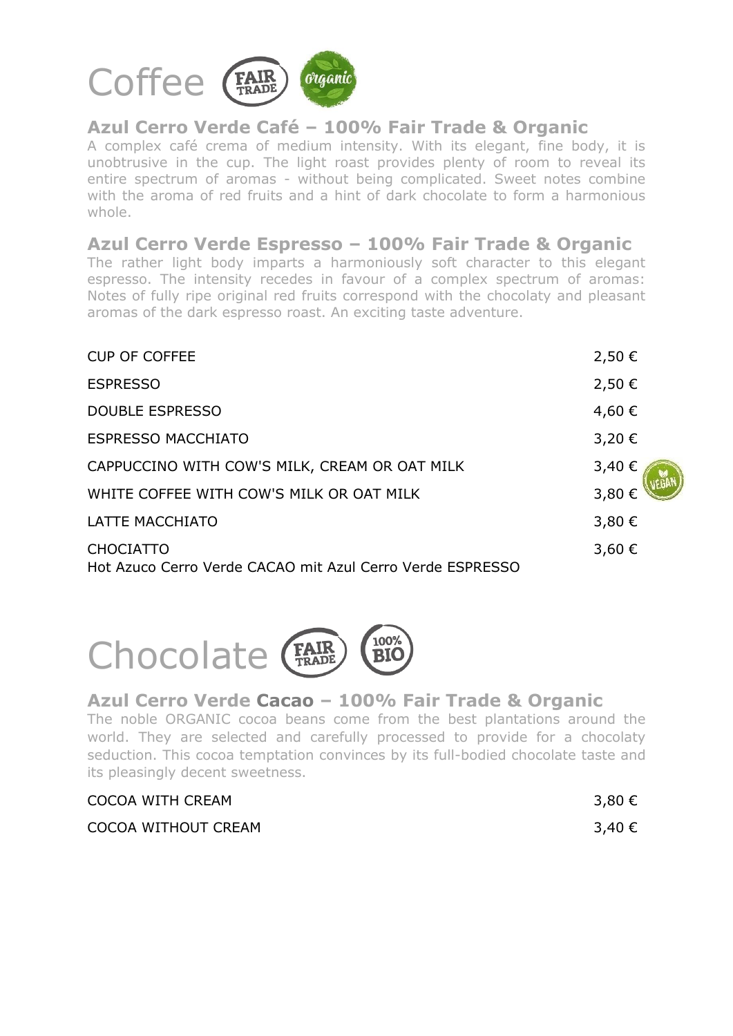# Coffee

## Azul Cerro Verde Café – 100% Fair Trade & Organic

A complex café crema of medium intensity. With its elegant, fine body, it is unobtrusive in the cup. The light roast provides plenty of room to reveal its entire spectrum of aromas - without being complicated. Sweet notes combine with the aroma of red fruits and a hint of dark chocolate to form a harmonious whole.

## Azul Cerro Verde Espresso – 100% Fair Trade & Organic

The rather light body imparts a harmoniously soft character to this elegant espresso. The intensity recedes in favour of a complex spectrum of aromas: Notes of fully ripe original red fruits correspond with the chocolaty and pleasant aromas of the dark espresso roast. An exciting taste adventure.

| | |
|---|---|
| CUP OF COFFEE | 2,50 € |
| ESPRESSO | 2,50 € |
| DOUBLE ESPRESSO | 4,60 € |
| ESPRESSO MACCHIATO | 3,20 € |
| CAPPUCCINO WITH COW'S MILK, CREAM OR OAT MILK | 3,40 € |
| WHITE COFFEE WITH COW'S MILK OR OAT MILK | 3,80 € |
| LATTE MACCHIATO | 3,80 € |
| CHOCIATTO<br>Hot Azuco Cerro Verde CACAO mit Azul Cerro Verde ESPRESSO | 3,60 € |

# Chocolate

## Azul Cerro Verde **Cacao** – 100% Fair Trade & Organic

The noble ORGANIC cocoa beans come from the best plantations around the world. They are selected and carefully processed to provide for a chocolaty seduction. This cocoa temptation convinces by its full-bodied chocolate taste and its pleasingly decent sweetness.

| | |
|---|---|
| COCOA WITH CREAM | 3,80 € |
| COCOA WITHOUT CREAM | 3,40 € |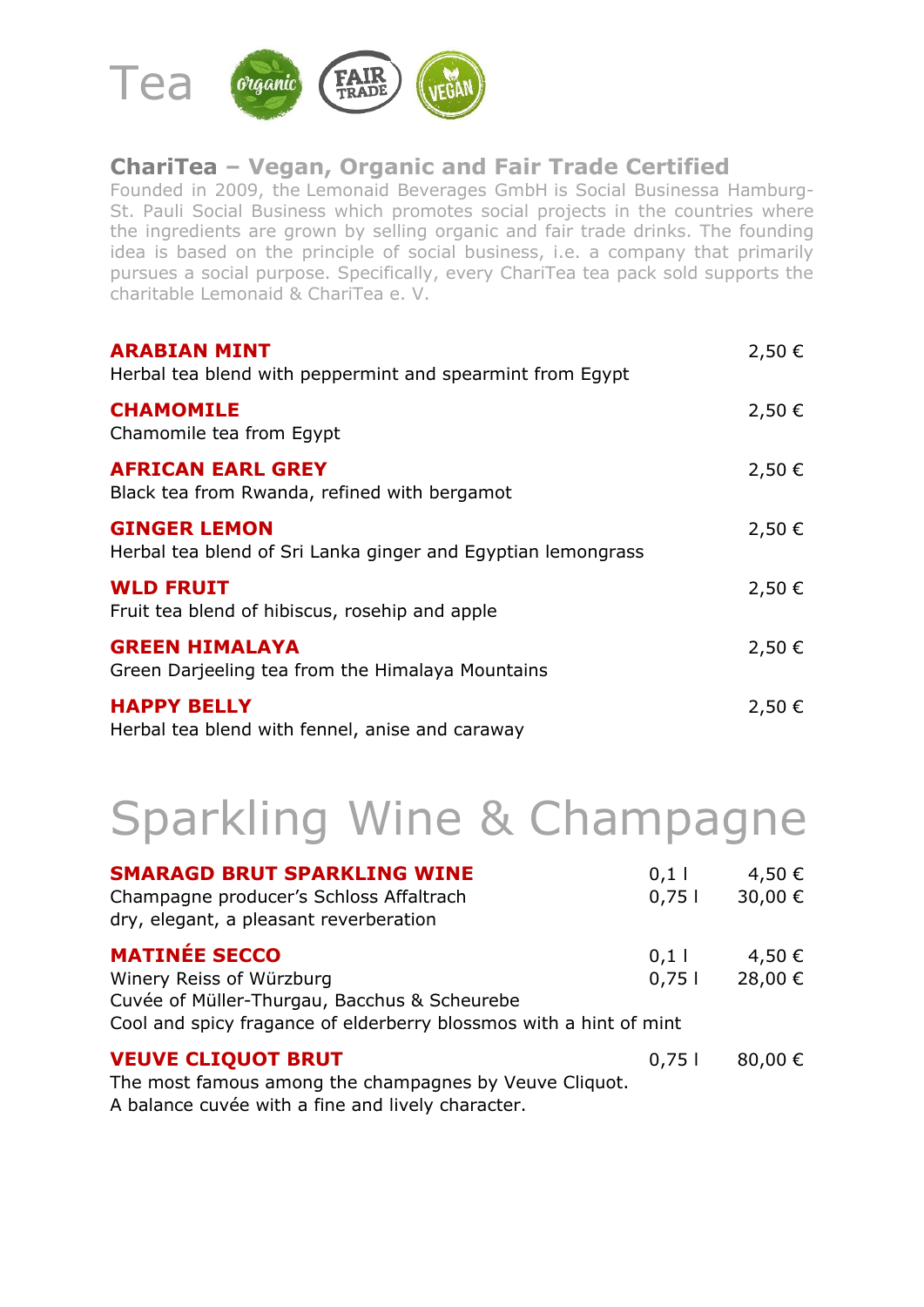# Tea

## CharíTea – Vegan, Organic and Fair Trade Certified

Founded in 2009, the Lemonaid Beverages GmbH is Social Businessa Hamburg-St. Pauli Social Business which promotes social projects in the countries where the ingredients are grown by selling organic and fair trade drinks. The founding idea is based on the principle of social business, i.e. a company that primarily pursues a social purpose. Specifically, every ChariTea tea pack sold supports the charitable Lemonaid & ChariTea e. V.

**ARABIAN MINT** — 2,50 €
Herbal tea blend with peppermint and spearmint from Egypt

**CHAMOMILE** — 2,50 €
Chamomile tea from Egypt

**AFRICAN EARL GREY** — 2,50 €
Black tea from Rwanda, refined with bergamot

**GINGER LEMON** — 2,50 €
Herbal tea blend of Sri Lanka ginger and Egyptian lemongrass

**WLD FRUIT** — 2,50 €
Fruit tea blend of hibiscus, rosehip and apple

**GREEN HIMALAYA** — 2,50 €
Green Darjeeling tea from the Himalaya Mountains

**HAPPY BELLY** — 2,50 €
Herbal tea blend with fennel, anise and caraway

# Sparkling Wine & Champagne

**SMARAGD BRUT SPARKLING WINE** — 0,1 l 4,50 € / 0,75 l 30,00 €
Champagne producer's Schloss Affaltrach
dry, elegant, a pleasant reverberation

**MATINÉE SECCO** — 0,1 l 4,50 € / 0,75 l 28,00 €
Winery Reiss of Würzburg
Cuvée of Müller-Thurgau, Bacchus & Scheurebe
Cool and spicy fragance of elderberry blossmos with a hint of mint

**VEUVE CLIQUOT BRUT** — 0,75 l 80,00 €
The most famous among the champagnes by Veuve Cliquot.
A balance cuvée with a fine and lively character.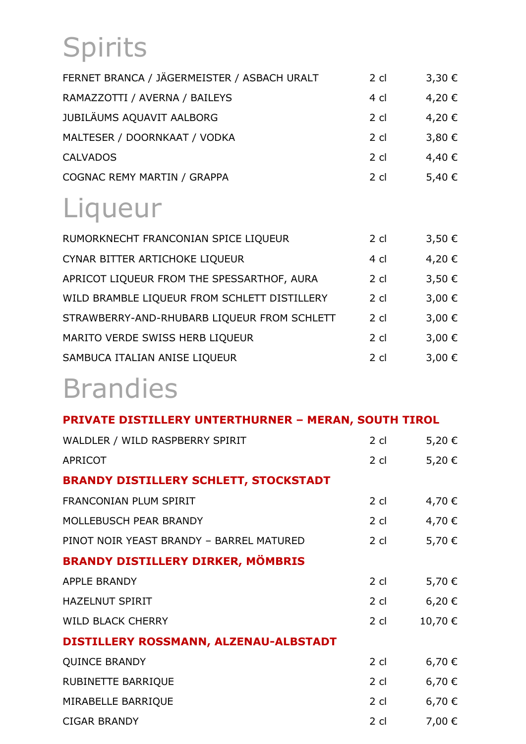# Spirits

| | | |
|---|---|---|
| FERNET BRANCA / JÄGERMEISTER / ASBACH URALT | 2 cl | 3,30 € |
| RAMAZZOTTI / AVERNA / BAILEYS | 4 cl | 4,20 € |
| JUBILÄUMS AQUAVIT AALBORG | 2 cl | 4,20 € |
| MALTESER / DOORNKAAT / VODKA | 2 cl | 3,80 € |
| CALVADOS | 2 cl | 4,40 € |
| COGNAC REMY MARTIN / GRAPPA | 2 cl | 5,40 € |

# Liqueur

| | | |
|---|---|---|
| RUMORKNECHT FRANCONIAN SPICE LIQUEUR | 2 cl | 3,50 € |
| CYNAR BITTER ARTICHOKE LIQUEUR | 4 cl | 4,20 € |
| APRICOT LIQUEUR FROM THE SPESSARTHOF, AURA | 2 cl | 3,50 € |
| WILD BRAMBLE LIQUEUR FROM SCHLETT DISTILLERY | 2 cl | 3,00 € |
| STRAWBERRY-AND-RHUBARB LIQUEUR FROM SCHLETT | 2 cl | 3,00 € |
| MARITO VERDE SWISS HERB LIQUEUR | 2 cl | 3,00 € |
| SAMBUCA ITALIAN ANISE LIQUEUR | 2 cl | 3,00 € |

# Brandies

**PRIVATE DISTILLERY UNTERTHURNER – MERAN, SOUTH TIROL**

| | | |
|---|---|---|
| WALDLER / WILD RASPBERRY SPIRIT | 2 cl | 5,20 € |
| APRICOT | 2 cl | 5,20 € |

**BRANDY DISTILLERY SCHLETT, STOCKSTADT**

| | | |
|---|---|---|
| FRANCONIAN PLUM SPIRIT | 2 cl | 4,70 € |
| MOLLEBUSCH PEAR BRANDY | 2 cl | 4,70 € |
| PINOT NOIR YEAST BRANDY – BARREL MATURED | 2 cl | 5,70 € |

**BRANDY DISTILLERY DIRKER, MÖMBRIS**

| | | |
|---|---|---|
| APPLE BRANDY | 2 cl | 5,70 € |
| HAZELNUT SPIRIT | 2 cl | 6,20 € |
| WILD BLACK CHERRY | 2 cl | 10,70 € |

**DISTILLERY ROSSMANN, ALZENAU-ALBSTADT**

| | | |
|---|---|---|
| QUINCE BRANDY | 2 cl | 6,70 € |
| RUBINETTE BARRIQUE | 2 cl | 6,70 € |
| MIRABELLE BARRIQUE | 2 cl | 6,70 € |
| CIGAR BRANDY | 2 cl | 7,00 € |